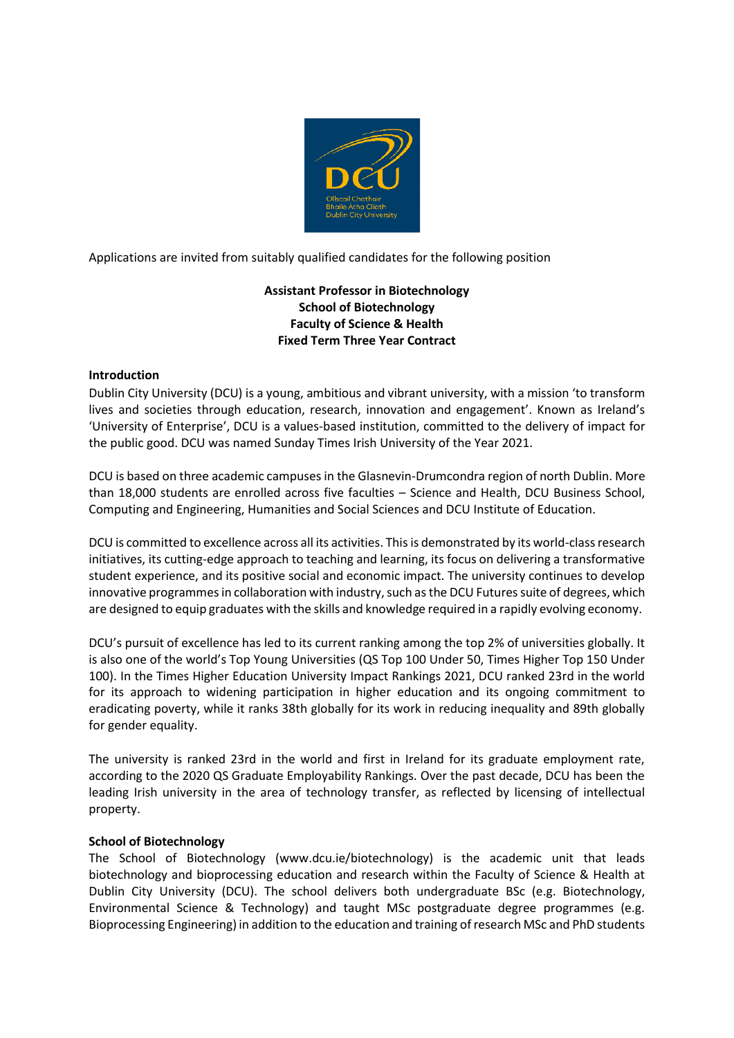Applications are invited from suitably qualified candidates for the following position

**Assistant Professor in Biotechnology**
**School of Biotechnology**
**Faculty of Science & Health**
**Fixed Term Three Year Contract**

## Introduction

Dublin City University (DCU) is a young, ambitious and vibrant university, with a mission 'to transform lives and societies through education, research, innovation and engagement'. Known as Ireland's 'University of Enterprise', DCU is a values-based institution, committed to the delivery of impact for the public good. DCU was named Sunday Times Irish University of the Year 2021.

DCU is based on three academic campuses in the Glasnevin-Drumcondra region of north Dublin. More than 18,000 students are enrolled across five faculties – Science and Health, DCU Business School, Computing and Engineering, Humanities and Social Sciences and DCU Institute of Education.

DCU is committed to excellence across all its activities. This is demonstrated by its world-class research initiatives, its cutting-edge approach to teaching and learning, its focus on delivering a transformative student experience, and its positive social and economic impact. The university continues to develop innovative programmes in collaboration with industry, such as the DCU Futures suite of degrees, which are designed to equip graduates with the skills and knowledge required in a rapidly evolving economy.

DCU's pursuit of excellence has led to its current ranking among the top 2% of universities globally. It is also one of the world's Top Young Universities (QS Top 100 Under 50, Times Higher Top 150 Under 100). In the Times Higher Education University Impact Rankings 2021, DCU ranked 23rd in the world for its approach to widening participation in higher education and its ongoing commitment to eradicating poverty, while it ranks 38th globally for its work in reducing inequality and 89th globally for gender equality.

The university is ranked 23rd in the world and first in Ireland for its graduate employment rate, according to the 2020 QS Graduate Employability Rankings. Over the past decade, DCU has been the leading Irish university in the area of technology transfer, as reflected by licensing of intellectual property.

## School of Biotechnology

The School of Biotechnology (www.dcu.ie/biotechnology) is the academic unit that leads biotechnology and bioprocessing education and research within the Faculty of Science & Health at Dublin City University (DCU). The school delivers both undergraduate BSc (e.g. Biotechnology, Environmental Science & Technology) and taught MSc postgraduate degree programmes (e.g. Bioprocessing Engineering) in addition to the education and training of research MSc and PhD students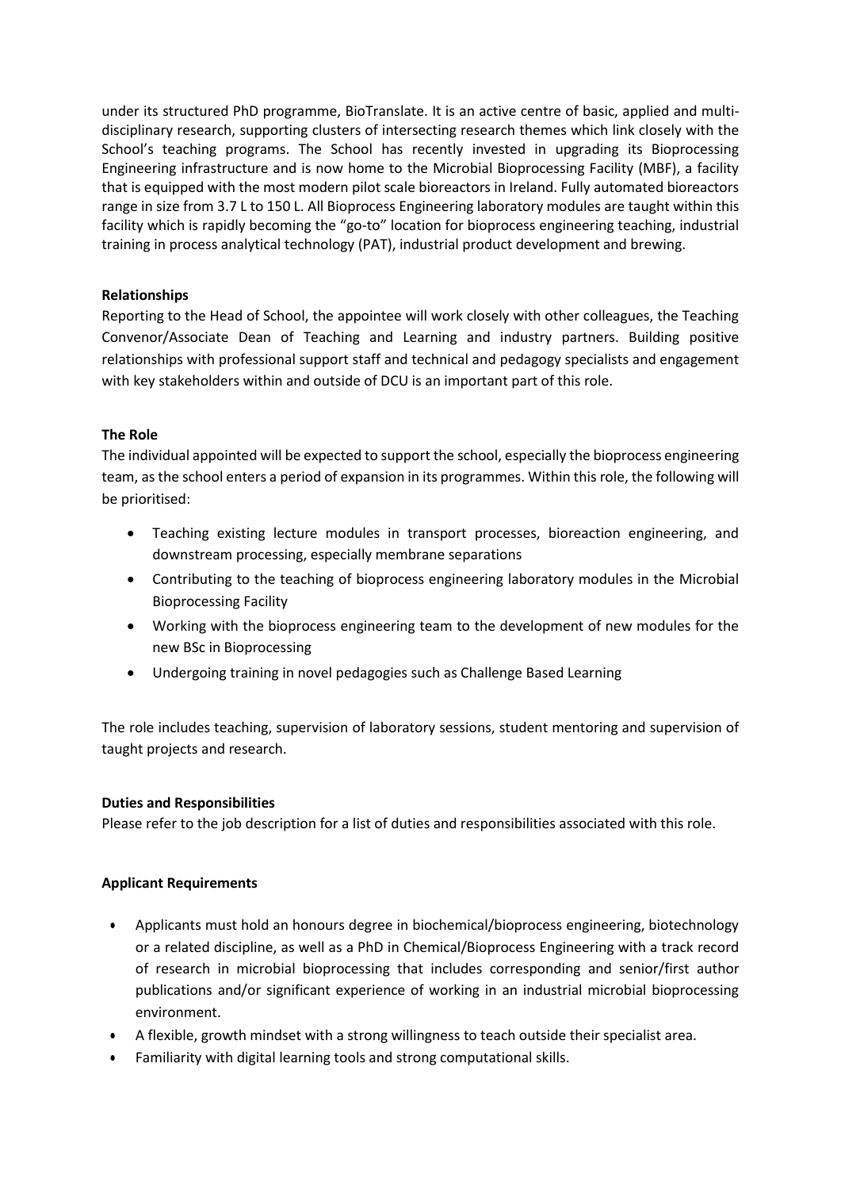under its structured PhD programme, BioTranslate. It is an active centre of basic, applied and multi-disciplinary research, supporting clusters of intersecting research themes which link closely with the School's teaching programs. The School has recently invested in upgrading its Bioprocessing Engineering infrastructure and is now home to the Microbial Bioprocessing Facility (MBF), a facility that is equipped with the most modern pilot scale bioreactors in Ireland. Fully automated bioreactors range in size from 3.7 L to 150 L. All Bioprocess Engineering laboratory modules are taught within this facility which is rapidly becoming the "go-to" location for bioprocess engineering teaching, industrial training in process analytical technology (PAT), industrial product development and brewing.

**Relationships**

Reporting to the Head of School, the appointee will work closely with other colleagues, the Teaching Convenor/Associate Dean of Teaching and Learning and industry partners. Building positive relationships with professional support staff and technical and pedagogy specialists and engagement with key stakeholders within and outside of DCU is an important part of this role.

**The Role**

The individual appointed will be expected to support the school, especially the bioprocess engineering team, as the school enters a period of expansion in its programmes. Within this role, the following will be prioritised:

- Teaching existing lecture modules in transport processes, bioreaction engineering, and downstream processing, especially membrane separations
- Contributing to the teaching of bioprocess engineering laboratory modules in the Microbial Bioprocessing Facility
- Working with the bioprocess engineering team to the development of new modules for the new BSc in Bioprocessing
- Undergoing training in novel pedagogies such as Challenge Based Learning

The role includes teaching, supervision of laboratory sessions, student mentoring and supervision of taught projects and research.

**Duties and Responsibilities**

Please refer to the job description for a list of duties and responsibilities associated with this role.

**Applicant Requirements**

- Applicants must hold an honours degree in biochemical/bioprocess engineering, biotechnology or a related discipline, as well as a PhD in Chemical/Bioprocess Engineering with a track record of research in microbial bioprocessing that includes corresponding and senior/first author publications and/or significant experience of working in an industrial microbial bioprocessing environment.
- A flexible, growth mindset with a strong willingness to teach outside their specialist area.
- Familiarity with digital learning tools and strong computational skills.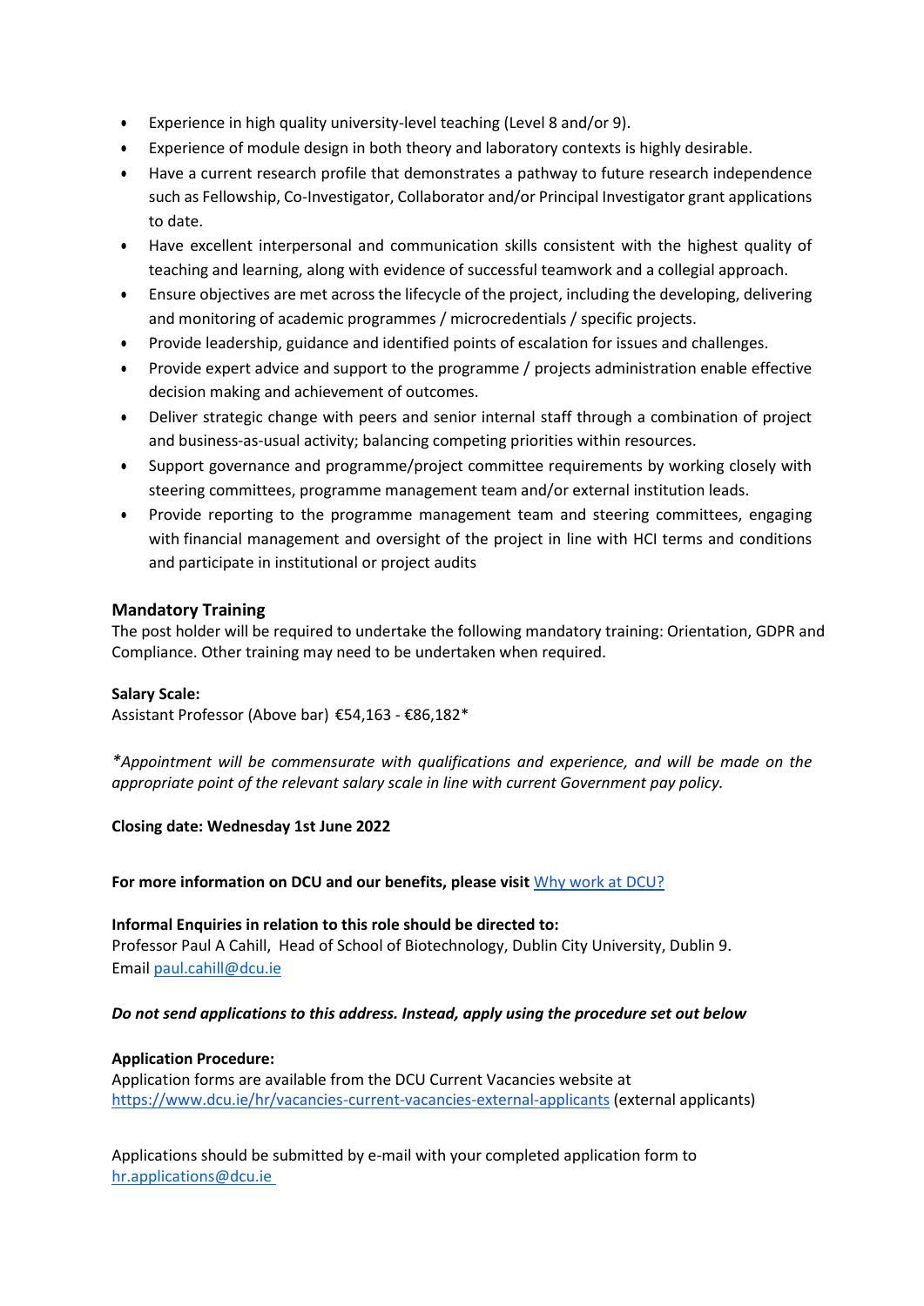- Experience in high quality university-level teaching (Level 8 and/or 9).
- Experience of module design in both theory and laboratory contexts is highly desirable.
- Have a current research profile that demonstrates a pathway to future research independence such as Fellowship, Co-Investigator, Collaborator and/or Principal Investigator grant applications to date.
- Have excellent interpersonal and communication skills consistent with the highest quality of teaching and learning, along with evidence of successful teamwork and a collegial approach.
- Ensure objectives are met across the lifecycle of the project, including the developing, delivering and monitoring of academic programmes / microcredentials / specific projects.
- Provide leadership, guidance and identified points of escalation for issues and challenges.
- Provide expert advice and support to the programme / projects administration enable effective decision making and achievement of outcomes.
- Deliver strategic change with peers and senior internal staff through a combination of project and business-as-usual activity; balancing competing priorities within resources.
- Support governance and programme/project committee requirements by working closely with steering committees, programme management team and/or external institution leads.
- Provide reporting to the programme management team and steering committees, engaging with financial management and oversight of the project in line with HCI terms and conditions and participate in institutional or project audits

### Mandatory Training

The post holder will be required to undertake the following mandatory training: Orientation, GDPR and Compliance. Other training may need to be undertaken when required.

**Salary Scale:**
Assistant Professor (Above bar) €54,163 - €86,182*

*\*Appointment will be commensurate with qualifications and experience, and will be made on the appropriate point of the relevant salary scale in line with current Government pay policy.*

**Closing date: Wednesday 1st June 2022**

**For more information on DCU and our benefits, please visit** [Why work at DCU?]()

**Informal Enquiries in relation to this role should be directed to:**
Professor Paul A Cahill, Head of School of Biotechnology, Dublin City University, Dublin 9.
Email [paul.cahill@dcu.ie](mailto:paul.cahill@dcu.ie)

***Do not send applications to this address. Instead, apply using the procedure set out below***

**Application Procedure:**
Application forms are available from the DCU Current Vacancies website at [https://www.dcu.ie/hr/vacancies-current-vacancies-external-applicants](https://www.dcu.ie/hr/vacancies-current-vacancies-external-applicants) (external applicants)

Applications should be submitted by e-mail with your completed application form to [hr.applications@dcu.ie](mailto:hr.applications@dcu.ie)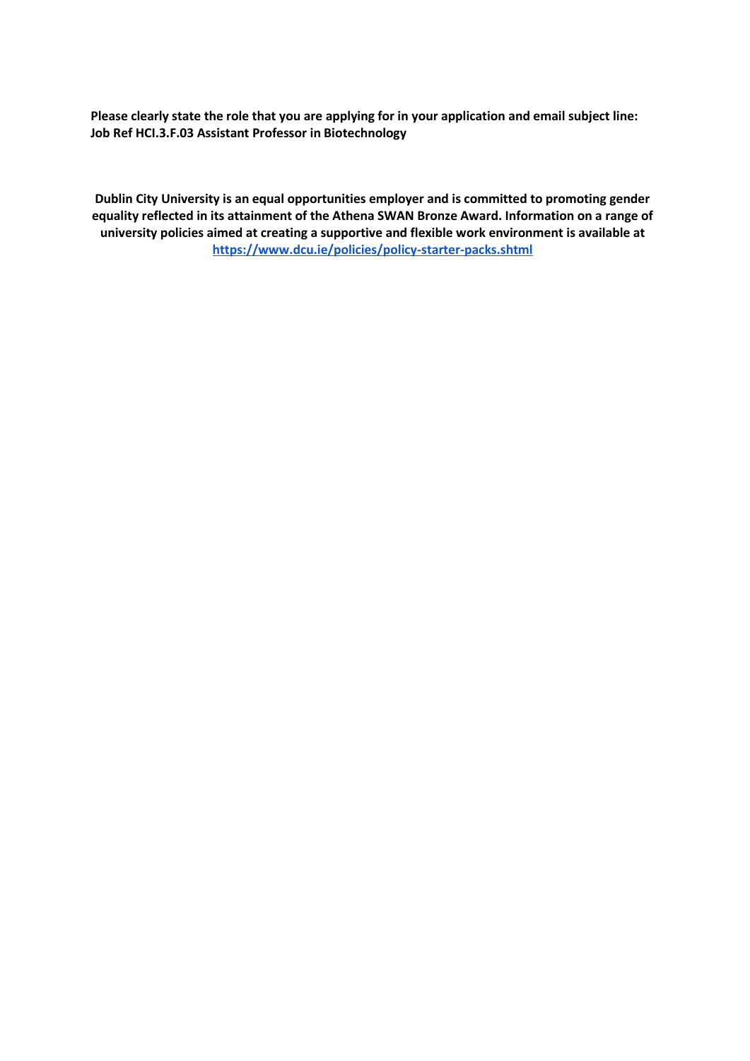**Please clearly state the role that you are applying for in your application and email subject line: Job Ref HCI.3.F.03 Assistant Professor in Biotechnology**

**Dublin City University is an equal opportunities employer and is committed to promoting gender equality reflected in its attainment of the Athena SWAN Bronze Award. Information on a range of university policies aimed at creating a supportive and flexible work environment is available at [https://www.dcu.ie/policies/policy-starter-packs.shtml](https://www.dcu.ie/policies/policy-starter-packs.shtml)**